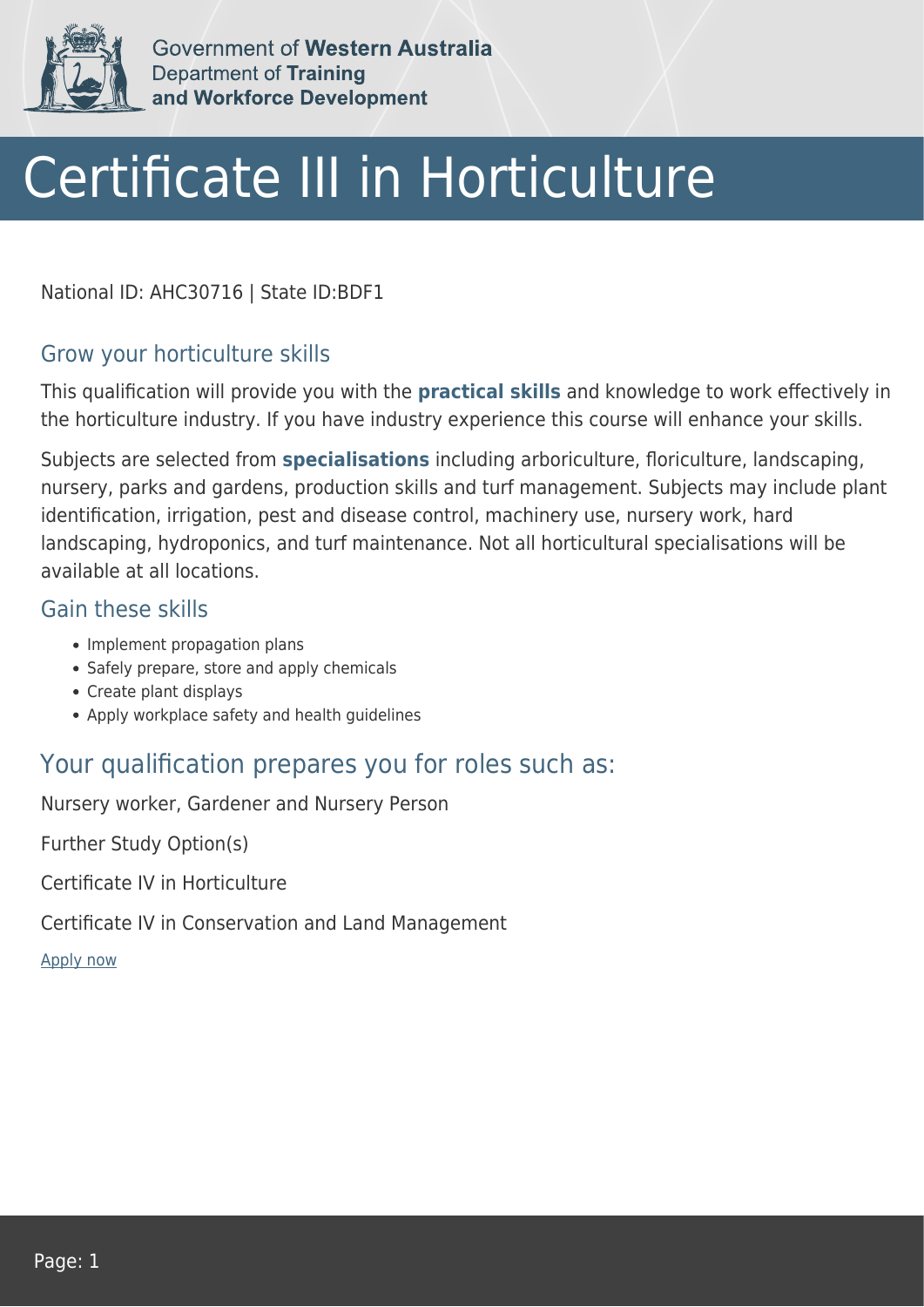Government of **Western Australia**
Department of **Training and Workforce Development**

# Certificate III in Horticulture

National ID: AHC30716 | State ID:BDF1

## Grow your horticulture skills

This qualification will provide you with the **practical skills** and knowledge to work effectively in the horticulture industry. If you have industry experience this course will enhance your skills.

Subjects are selected from **specialisations** including arboriculture, floriculture, landscaping, nursery, parks and gardens, production skills and turf management. Subjects may include plant identification, irrigation, pest and disease control, machinery use, nursery work, hard landscaping, hydroponics, and turf maintenance. Not all horticultural specialisations will be available at all locations.

## Gain these skills

- Implement propagation plans
- Safely prepare, store and apply chemicals
- Create plant displays
- Apply workplace safety and health guidelines

## Your qualification prepares you for roles such as:

Nursery worker, Gardener and Nursery Person

Further Study Option(s)

Certificate IV in Horticulture

Certificate IV in Conservation and Land Management

Apply now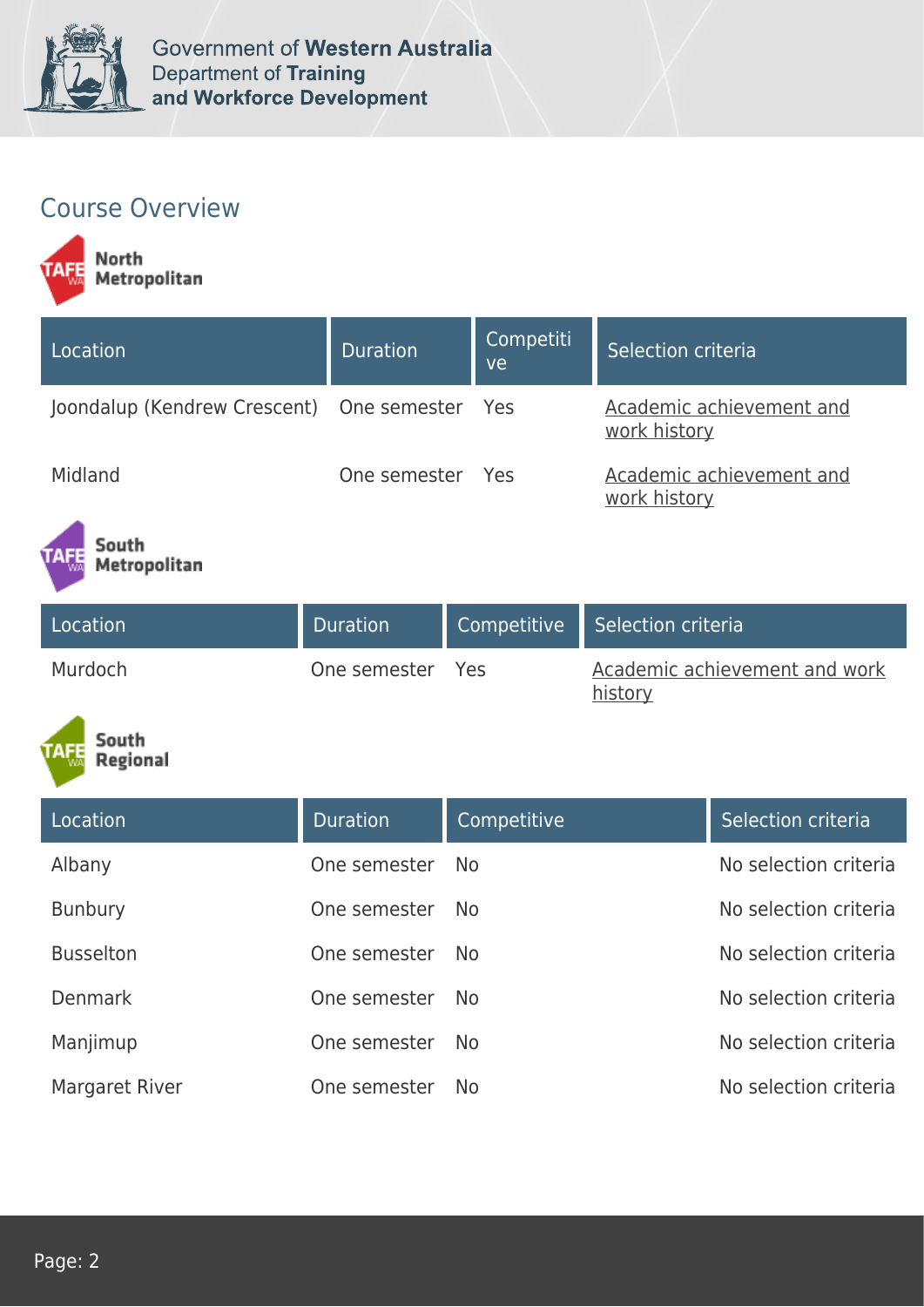## Course Overview

**North Metropolitan**

| Location | Duration | Competitive | Selection criteria |
|---|---|---|---|
| Joondalup (Kendrew Crescent) | One semester | Yes | Academic achievement and work history |
| Midland | One semester | Yes | Academic achievement and work history |

**South Metropolitan**

| Location | Duration | Competitive | Selection criteria |
|---|---|---|---|
| Murdoch | One semester | Yes | Academic achievement and work history |

**South Regional**

| Location | Duration | Competitive | Selection criteria |
|---|---|---|---|
| Albany | One semester | No | No selection criteria |
| Bunbury | One semester | No | No selection criteria |
| Busselton | One semester | No | No selection criteria |
| Denmark | One semester | No | No selection criteria |
| Manjimup | One semester | No | No selection criteria |
| Margaret River | One semester | No | No selection criteria |